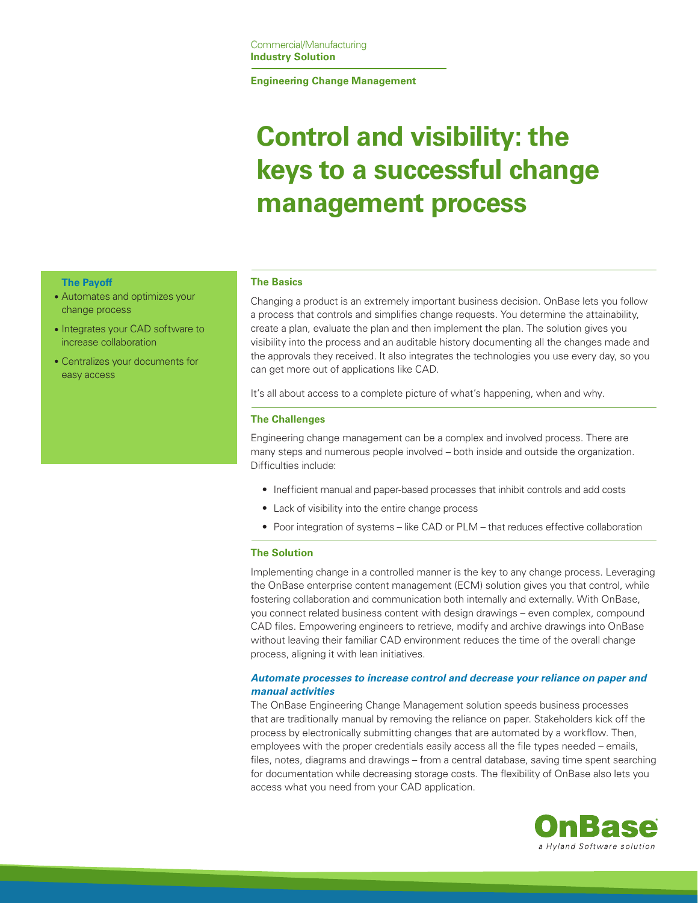Commercial/Manufacturing
**Industry Solution**

**Engineering Change Management**

# Control and visibility: the keys to a successful change management process

**The Payoff**

- Automates and optimizes your change process
- Integrates your CAD software to increase collaboration
- Centralizes your documents for easy access

## The Basics

Changing a product is an extremely important business decision. OnBase lets you follow a process that controls and simplifies change requests. You determine the attainability, create a plan, evaluate the plan and then implement the plan. The solution gives you visibility into the process and an auditable history documenting all the changes made and the approvals they received. It also integrates the technologies you use every day, so you can get more out of applications like CAD.

It's all about access to a complete picture of what's happening, when and why.

## The Challenges

Engineering change management can be a complex and involved process. There are many steps and numerous people involved – both inside and outside the organization. Difficulties include:

- Inefficient manual and paper-based processes that inhibit controls and add costs
- Lack of visibility into the entire change process
- Poor integration of systems – like CAD or PLM – that reduces effective collaboration

## The Solution

Implementing change in a controlled manner is the key to any change process. Leveraging the OnBase enterprise content management (ECM) solution gives you that control, while fostering collaboration and communication both internally and externally. With OnBase, you connect related business content with design drawings – even complex, compound CAD files. Empowering engineers to retrieve, modify and archive drawings into OnBase without leaving their familiar CAD environment reduces the time of the overall change process, aligning it with lean initiatives.

### *Automate processes to increase control and decrease your reliance on paper and manual activities*

The OnBase Engineering Change Management solution speeds business processes that are traditionally manual by removing the reliance on paper. Stakeholders kick off the process by electronically submitting changes that are automated by a workflow. Then, employees with the proper credentials easily access all the file types needed – emails, files, notes, diagrams and drawings – from a central database, saving time spent searching for documentation while decreasing storage costs. The flexibility of OnBase also lets you access what you need from your CAD application.

OnBase
*a Hyland Software solution*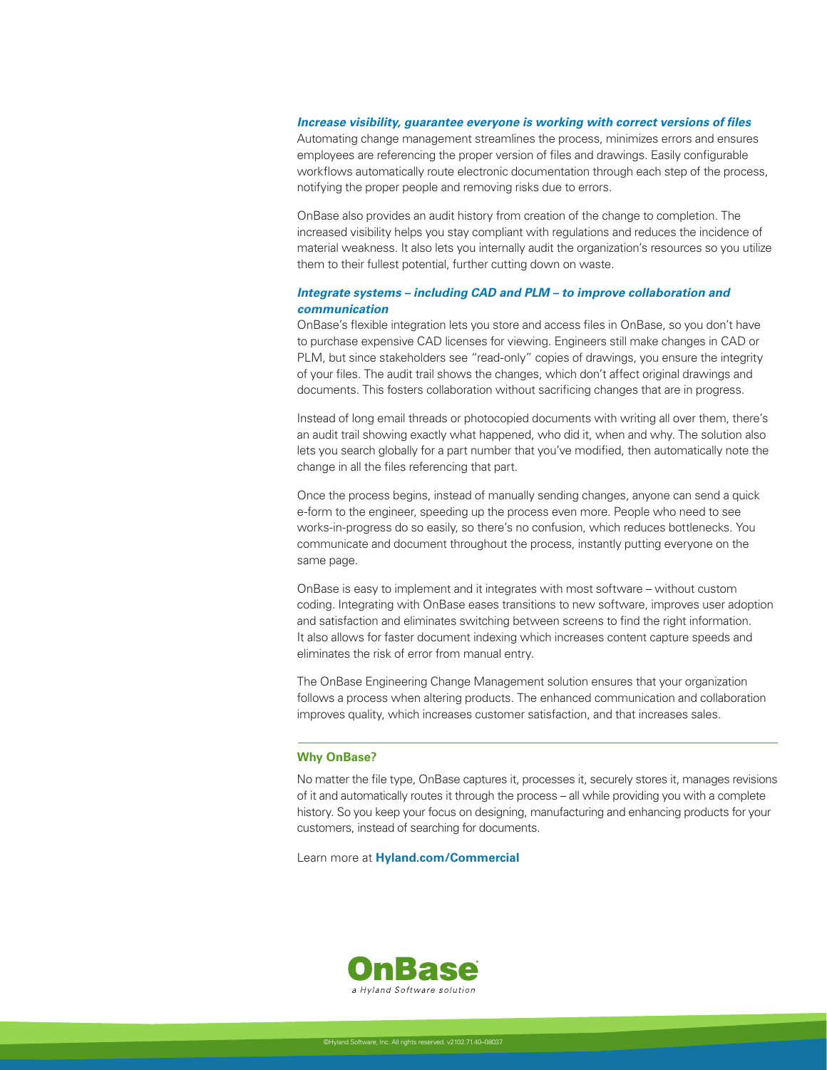***Increase visibility, guarantee everyone is working with correct versions of files***

Automating change management streamlines the process, minimizes errors and ensures employees are referencing the proper version of files and drawings. Easily configurable workflows automatically route electronic documentation through each step of the process, notifying the proper people and removing risks due to errors.

OnBase also provides an audit history from creation of the change to completion. The increased visibility helps you stay compliant with regulations and reduces the incidence of material weakness. It also lets you internally audit the organization's resources so you utilize them to their fullest potential, further cutting down on waste.

***Integrate systems – including CAD and PLM – to improve collaboration and communication***

OnBase's flexible integration lets you store and access files in OnBase, so you don't have to purchase expensive CAD licenses for viewing. Engineers still make changes in CAD or PLM, but since stakeholders see "read-only" copies of drawings, you ensure the integrity of your files. The audit trail shows the changes, which don't affect original drawings and documents. This fosters collaboration without sacrificing changes that are in progress.

Instead of long email threads or photocopied documents with writing all over them, there's an audit trail showing exactly what happened, who did it, when and why. The solution also lets you search globally for a part number that you've modified, then automatically note the change in all the files referencing that part.

Once the process begins, instead of manually sending changes, anyone can send a quick e-form to the engineer, speeding up the process even more. People who need to see works-in-progress do so easily, so there's no confusion, which reduces bottlenecks. You communicate and document throughout the process, instantly putting everyone on the same page.

OnBase is easy to implement and it integrates with most software – without custom coding. Integrating with OnBase eases transitions to new software, improves user adoption and satisfaction and eliminates switching between screens to find the right information. It also allows for faster document indexing which increases content capture speeds and eliminates the risk of error from manual entry.

The OnBase Engineering Change Management solution ensures that your organization follows a process when altering products. The enhanced communication and collaboration improves quality, which increases customer satisfaction, and that increases sales.

---

**Why OnBase?**

No matter the file type, OnBase captures it, processes it, securely stores it, manages revisions of it and automatically routes it through the process – all while providing you with a complete history. So you keep your focus on designing, manufacturing and enhancing products for your customers, instead of searching for documents.

Learn more at **Hyland.com/Commercial**

OnBase
a Hyland Software solution

©Hyland Software, Inc. All rights reserved. v2102.71.40-08037